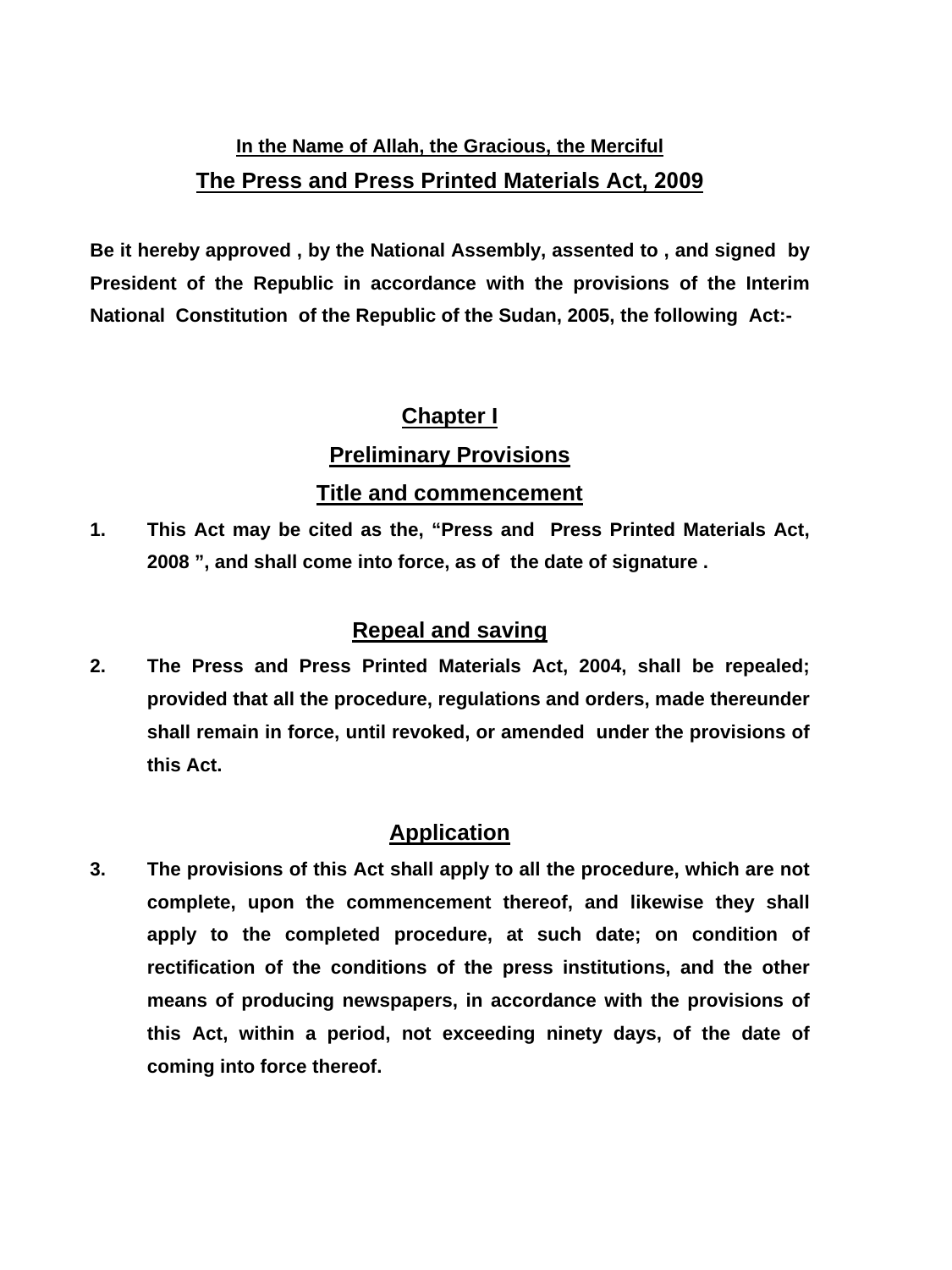**In the Name of Allah, the Gracious, the Merciful**

# The Press and Press Printed Materials Act, 2009

**Be it hereby approved , by the National Assembly, assented to , and signed by President of the Republic in accordance with the provisions of the Interim National Constitution of the Republic of the Sudan, 2005, the following Act:-**

## Chapter I

## Preliminary Provisions

### Title and commencement

**1.** **This Act may be cited as the, "Press and Press Printed Materials Act, 2008 ", and shall come into force, as of the date of signature .**

### Repeal and saving

**2.** **The Press and Press Printed Materials Act, 2004, shall be repealed; provided that all the procedure, regulations and orders, made thereunder shall remain in force, until revoked, or amended under the provisions of this Act.**

### Application

**3.** **The provisions of this Act shall apply to all the procedure, which are not complete, upon the commencement thereof, and likewise they shall apply to the completed procedure, at such date; on condition of rectification of the conditions of the press institutions, and the other means of producing newspapers, in accordance with the provisions of this Act, within a period, not exceeding ninety days, of the date of coming into force thereof.**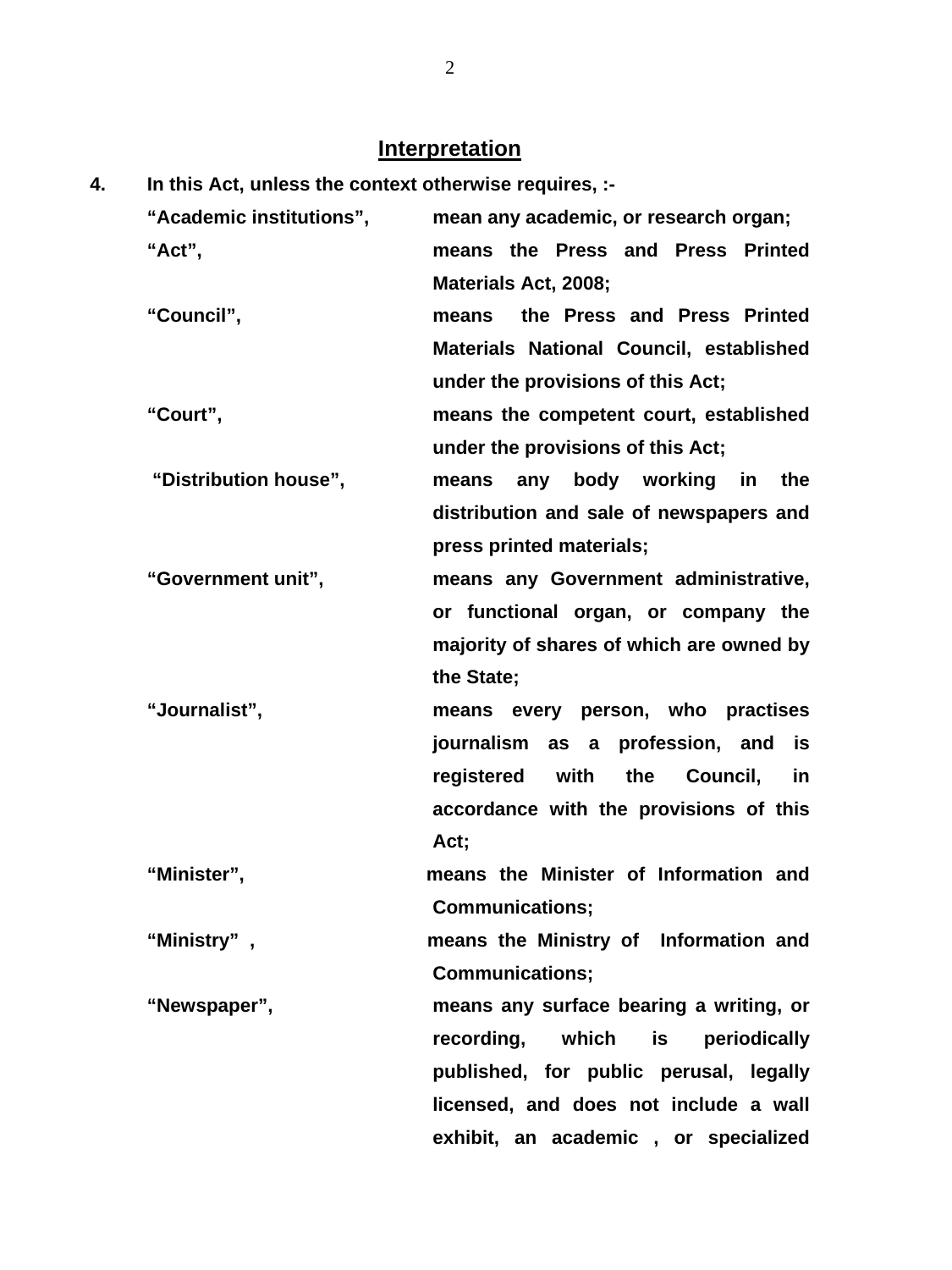## Interpretation

**4. In this Act, unless the context otherwise requires, :-**

**"Academic institutions",** mean any academic, or research organ;

**"Act",** means the Press and Press Printed Materials Act, 2008;

**"Council",** means the Press and Press Printed Materials National Council, established under the provisions of this Act;

**"Court",** means the competent court, established under the provisions of this Act;

**"Distribution house",** means any body working in the distribution and sale of newspapers and press printed materials;

**"Government unit",** means any Government administrative, or functional organ, or company the majority of shares of which are owned by the State;

**"Journalist",** means every person, who practises journalism as a profession, and is registered with the Council, in accordance with the provisions of this Act;

**"Minister",** means the Minister of Information and Communications;

**"Ministry" ,** means the Ministry of Information and Communications;

**"Newspaper",** means any surface bearing a writing, or recording, which is periodically published, for public perusal, legally licensed, and does not include a wall exhibit, an academic , or specialized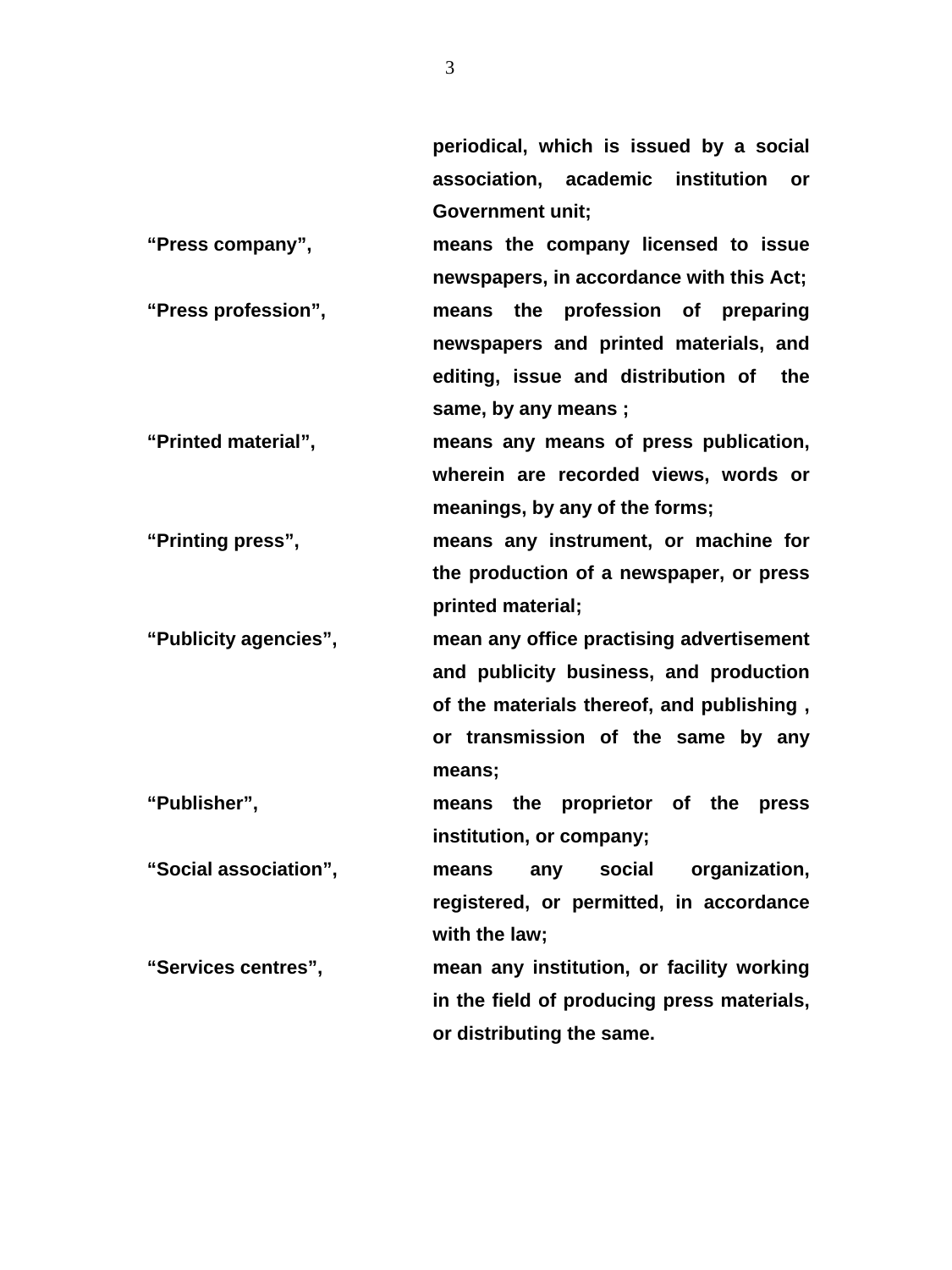periodical, which is issued by a social association, academic institution or Government unit;

**"Press company",** means the company licensed to issue newspapers, in accordance with this Act;

**"Press profession",** means the profession of preparing newspapers and printed materials, and editing, issue and distribution of the same, by any means ;

**"Printed material",** means any means of press publication, wherein are recorded views, words or meanings, by any of the forms;

**"Printing press",** means any instrument, or machine for the production of a newspaper, or press printed material;

**"Publicity agencies",** mean any office practising advertisement and publicity business, and production of the materials thereof, and publishing , or transmission of the same by any means;

**"Publisher",** means the proprietor of the press institution, or company;

**"Social association",** means any social organization, registered, or permitted, in accordance with the law;

**"Services centres",** mean any institution, or facility working in the field of producing press materials, or distributing the same.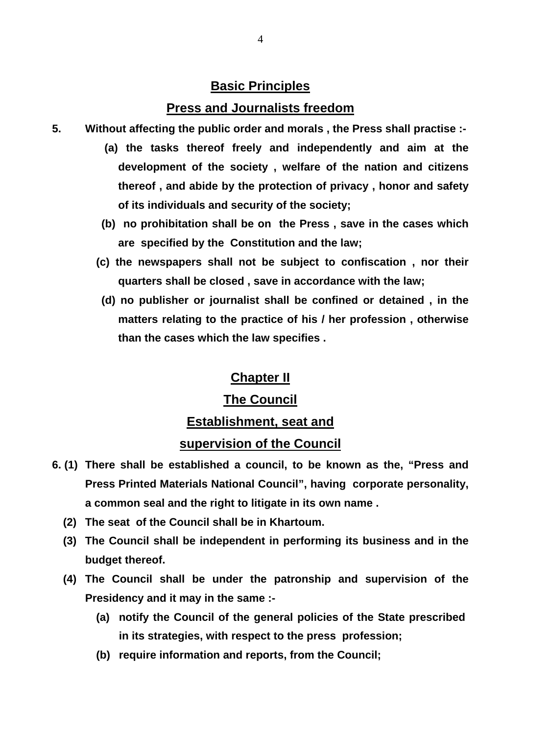## Basic Principles

## Press and Journalists freedom

**5. Without affecting the public order and morals , the Press shall practise :-**

**(a) the tasks thereof freely and independently and aim at the development of the society , welfare of the nation and citizens thereof , and abide by the protection of privacy , honor and safety of its individuals and security of the society;**

**(b) no prohibitation shall be on the Press , save in the cases which are specified by the Constitution and the law;**

**(c) the newspapers shall not be subject to confiscation , nor their quarters shall be closed , save in accordance with the law;**

**(d) no publisher or journalist shall be confined or detained , in the matters relating to the practice of his / her profession , otherwise than the cases which the law specifies .**

## Chapter II

## The Council

## Establishment, seat and supervision of the Council

**6. (1) There shall be established a council, to be known as the, "Press and Press Printed Materials National Council", having corporate personality, a common seal and the right to litigate in its own name .**

**(2) The seat of the Council shall be in Khartoum.**

**(3) The Council shall be independent in performing its business and in the budget thereof.**

**(4) The Council shall be under the patronship and supervision of the Presidency and it may in the same :-**

**(a) notify the Council of the general policies of the State prescribed in its strategies, with respect to the press profession;**

**(b) require information and reports, from the Council;**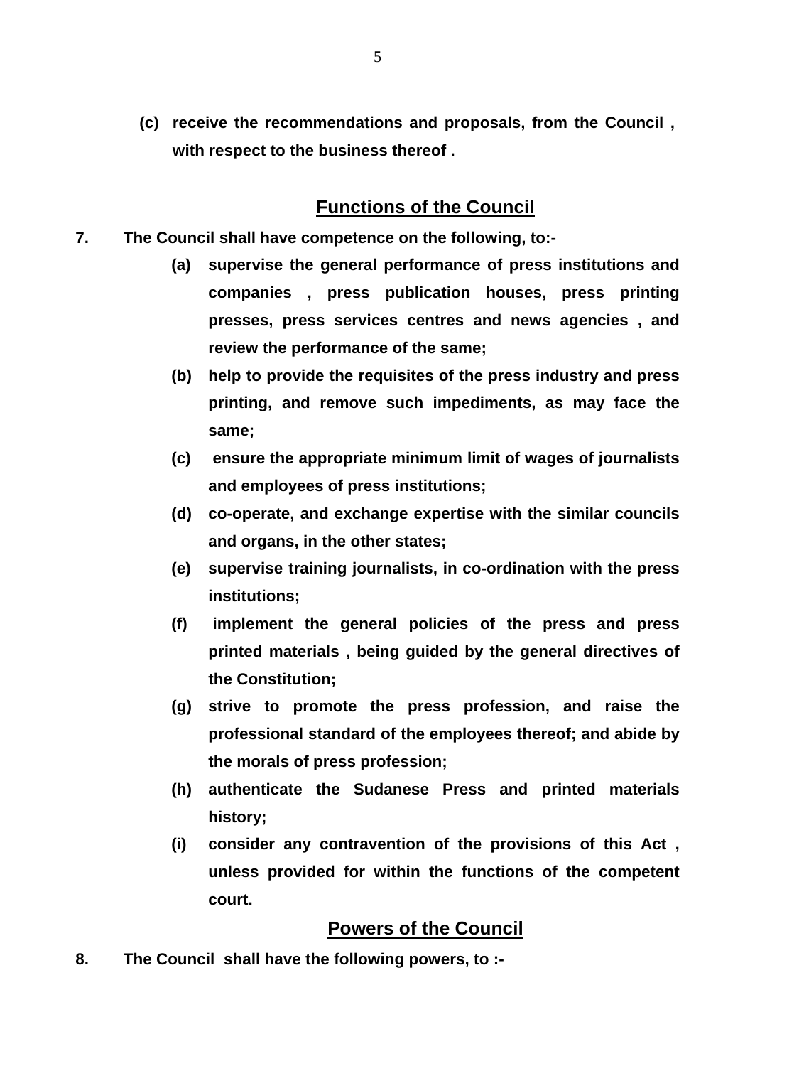**(c)** **receive the recommendations and proposals, from the Council , with respect to the business thereof .**

## Functions of the Council

**7.** **The Council shall have competence on the following, to:-**

**(a)** **supervise the general performance of press institutions and companies , press publication houses, press printing presses, press services centres and news agencies , and review the performance of the same;**

**(b)** **help to provide the requisites of the press industry and press printing, and remove such impediments, as may face the same;**

**(c)** **ensure the appropriate minimum limit of wages of journalists and employees of press institutions;**

**(d)** **co-operate, and exchange expertise with the similar councils and organs, in the other states;**

**(e)** **supervise training journalists, in co-ordination with the press institutions;**

**(f)** **implement the general policies of the press and press printed materials , being guided by the general directives of the Constitution;**

**(g)** **strive to promote the press profession, and raise the professional standard of the employees thereof; and abide by the morals of press profession;**

**(h)** **authenticate the Sudanese Press and printed materials history;**

**(i)** **consider any contravention of the provisions of this Act , unless provided for within the functions of the competent court.**

## Powers of the Council

**8.** **The Council shall have the following powers, to :-**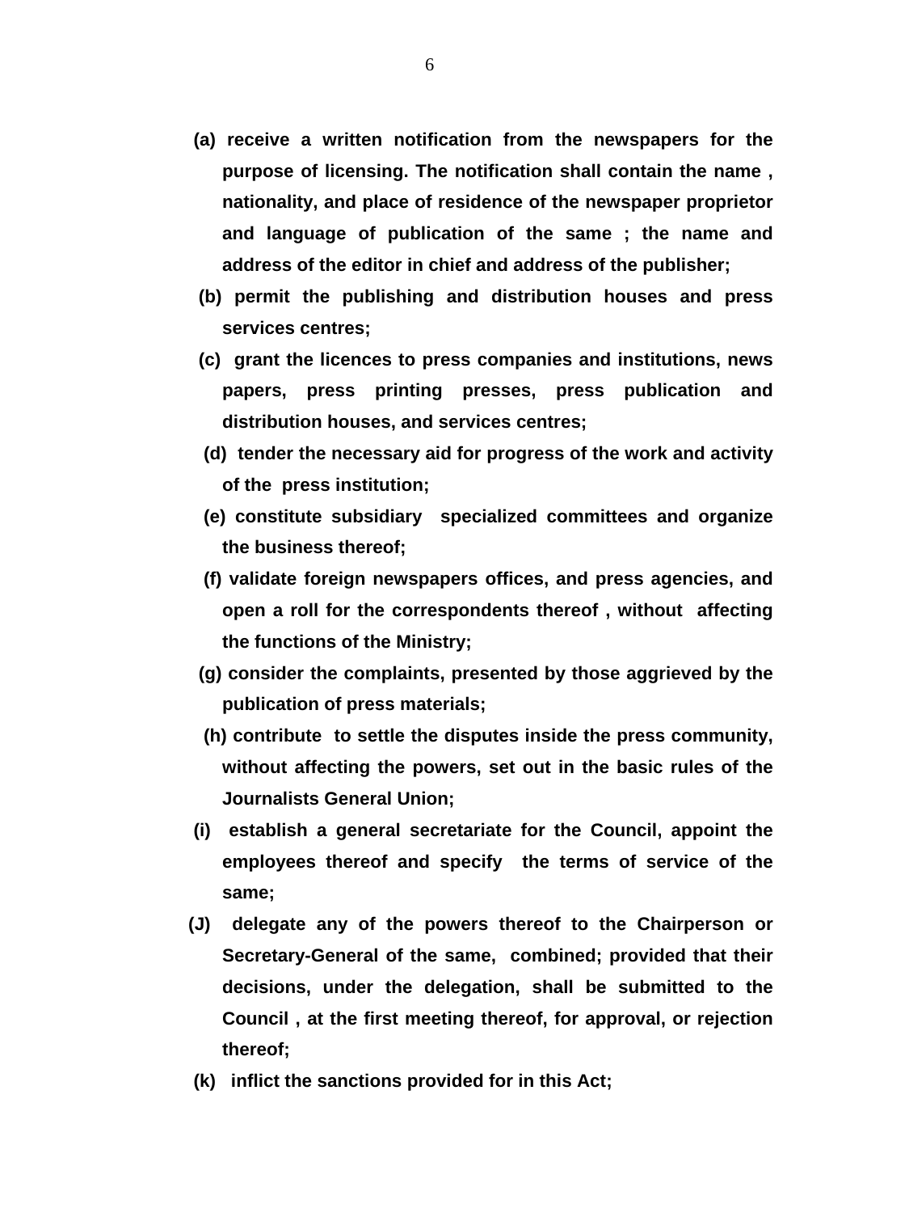**(a) receive a written notification from the newspapers for the purpose of licensing. The notification shall contain the name , nationality, and place of residence of the newspaper proprietor and language of publication of the same ; the name and address of the editor in chief and address of the publisher;**

**(b) permit the publishing and distribution houses and press services centres;**

**(c) grant the licences to press companies and institutions, news papers, press printing presses, press publication and distribution houses, and services centres;**

**(d) tender the necessary aid for progress of the work and activity of the press institution;**

**(e) constitute subsidiary specialized committees and organize the business thereof;**

**(f) validate foreign newspapers offices, and press agencies, and open a roll for the correspondents thereof , without affecting the functions of the Ministry;**

**(g) consider the complaints, presented by those aggrieved by the publication of press materials;**

**(h) contribute to settle the disputes inside the press community, without affecting the powers, set out in the basic rules of the Journalists General Union;**

**(i) establish a general secretariate for the Council, appoint the employees thereof and specify the terms of service of the same;**

**(J) delegate any of the powers thereof to the Chairperson or Secretary-General of the same, combined; provided that their decisions, under the delegation, shall be submitted to the Council , at the first meeting thereof, for approval, or rejection thereof;**

**(k) inflict the sanctions provided for in this Act;**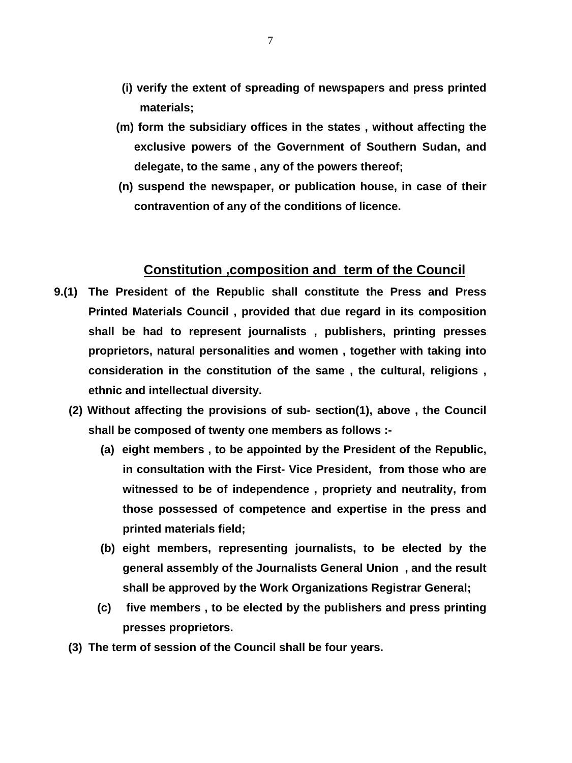**(l) verify the extent of spreading of newspapers and press printed materials;**

**(m) form the subsidiary offices in the states , without affecting the exclusive powers of the Government of Southern Sudan, and delegate, to the same , any of the powers thereof;**

**(n) suspend the newspaper, or publication house, in case of their contravention of any of the conditions of licence.**

## Constitution ,composition and term of the Council

**9.(1) The President of the Republic shall constitute the Press and Press Printed Materials Council , provided that due regard in its composition shall be had to represent journalists , publishers, printing presses proprietors, natural personalities and women , together with taking into consideration in the constitution of the same , the cultural, religions , ethnic and intellectual diversity.**

**(2) Without affecting the provisions of sub- section(1), above , the Council shall be composed of twenty one members as follows :-**

**(a) eight members , to be appointed by the President of the Republic, in consultation with the First- Vice President, from those who are witnessed to be of independence , propriety and neutrality, from those possessed of competence and expertise in the press and printed materials field;**

**(b) eight members, representing journalists, to be elected by the general assembly of the Journalists General Union , and the result shall be approved by the Work Organizations Registrar General;**

**(c) five members , to be elected by the publishers and press printing presses proprietors.**

**(3) The term of session of the Council shall be four years.**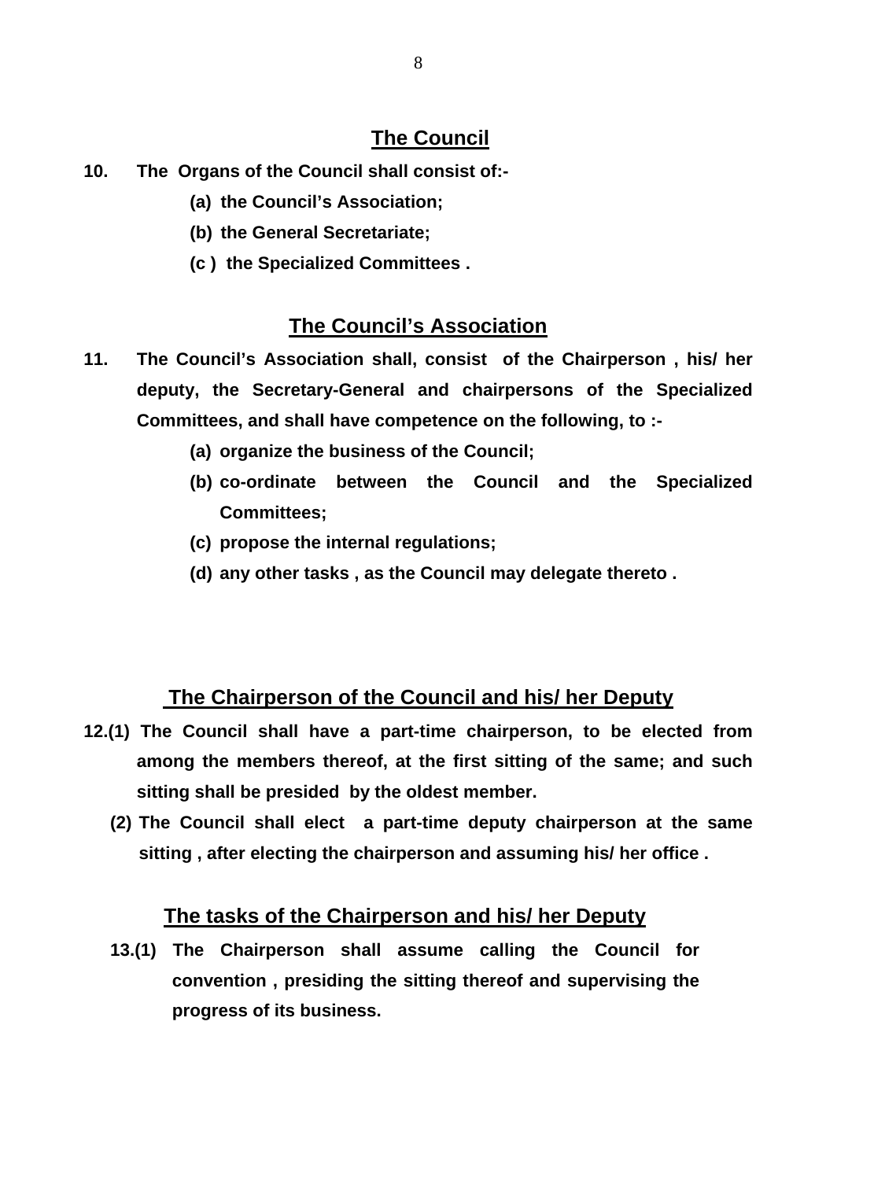## The Council

**10. The Organs of the Council shall consist of:-**

**(a) the Council's Association;**

**(b) the General Secretariate;**

**(c ) the Specialized Committees .**

## The Council's Association

**11. The Council's Association shall, consist of the Chairperson , his/ her deputy, the Secretary-General and chairpersons of the Specialized Committees, and shall have competence on the following, to :-**

**(a) organize the business of the Council;**

**(b) co-ordinate between the Council and the Specialized Committees;**

**(c) propose the internal regulations;**

**(d) any other tasks , as the Council may delegate thereto .**

## The Chairperson of the Council and his/ her Deputy

**12.(1) The Council shall have a part-time chairperson, to be elected from among the members thereof, at the first sitting of the same; and such sitting shall be presided by the oldest member.**

**(2) The Council shall elect a part-time deputy chairperson at the same sitting , after electing the chairperson and assuming his/ her office .**

## The tasks of the Chairperson and his/ her Deputy

**13.(1) The Chairperson shall assume calling the Council for convention , presiding the sitting thereof and supervising the progress of its business.**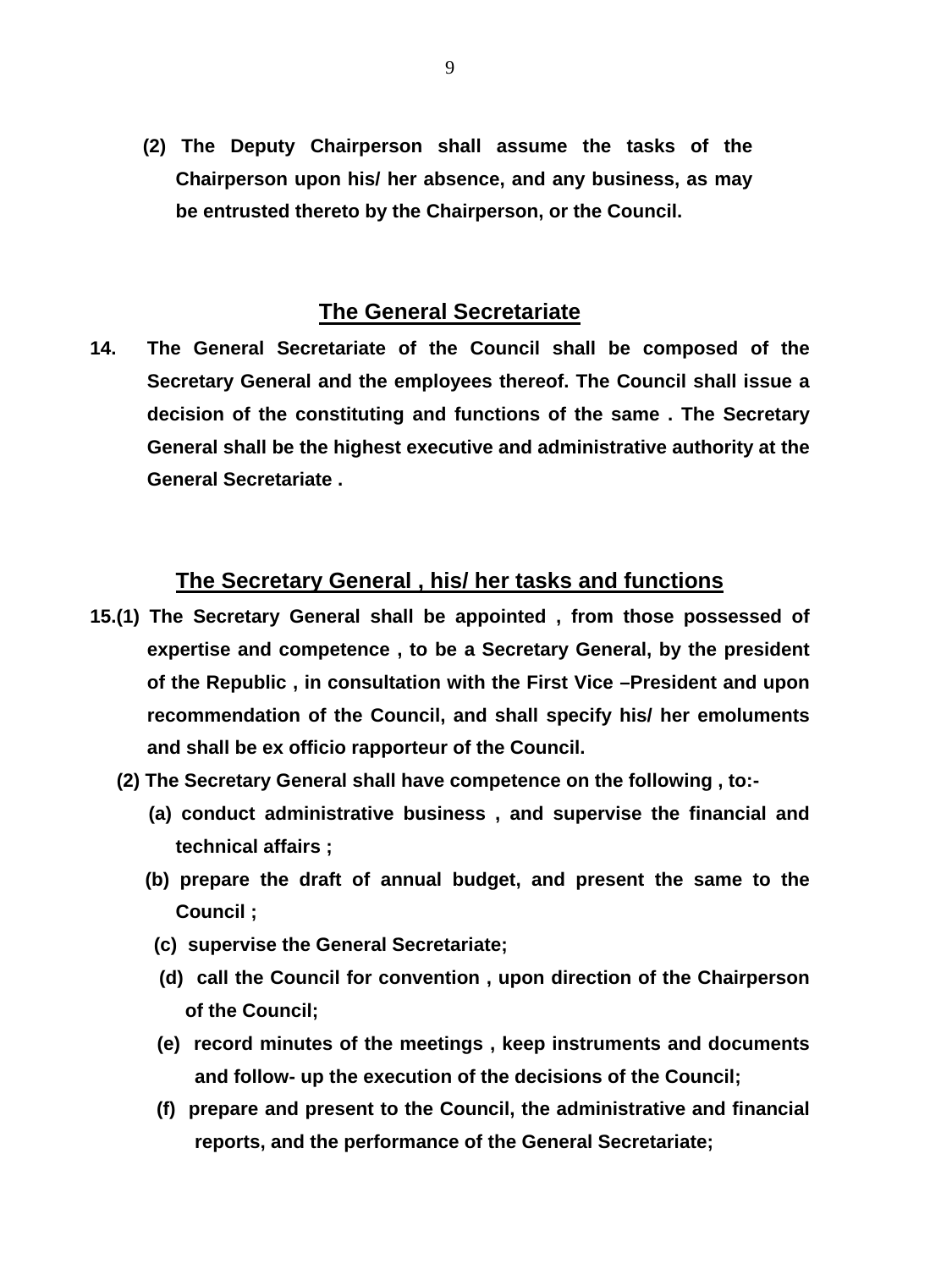**(2) The Deputy Chairperson shall assume the tasks of the Chairperson upon his/ her absence, and any business, as may be entrusted thereto by the Chairperson, or the Council.**

## The General Secretariate

**14. The General Secretariate of the Council shall be composed of the Secretary General and the employees thereof. The Council shall issue a decision of the constituting and functions of the same . The Secretary General shall be the highest executive and administrative authority at the General Secretariate .**

## The Secretary General , his/ her tasks and functions

**15.(1) The Secretary General shall be appointed , from those possessed of expertise and competence , to be a Secretary General, by the president of the Republic , in consultation with the First Vice –President and upon recommendation of the Council, and shall specify his/ her emoluments and shall be ex officio rapporteur of the Council.**

**(2) The Secretary General shall have competence on the following , to:-**

**(a) conduct administrative business , and supervise the financial and technical affairs ;**

**(b) prepare the draft of annual budget, and present the same to the Council ;**

**(c) supervise the General Secretariate;**

**(d) call the Council for convention , upon direction of the Chairperson of the Council;**

**(e) record minutes of the meetings , keep instruments and documents and follow- up the execution of the decisions of the Council;**

**(f) prepare and present to the Council, the administrative and financial reports, and the performance of the General Secretariate;**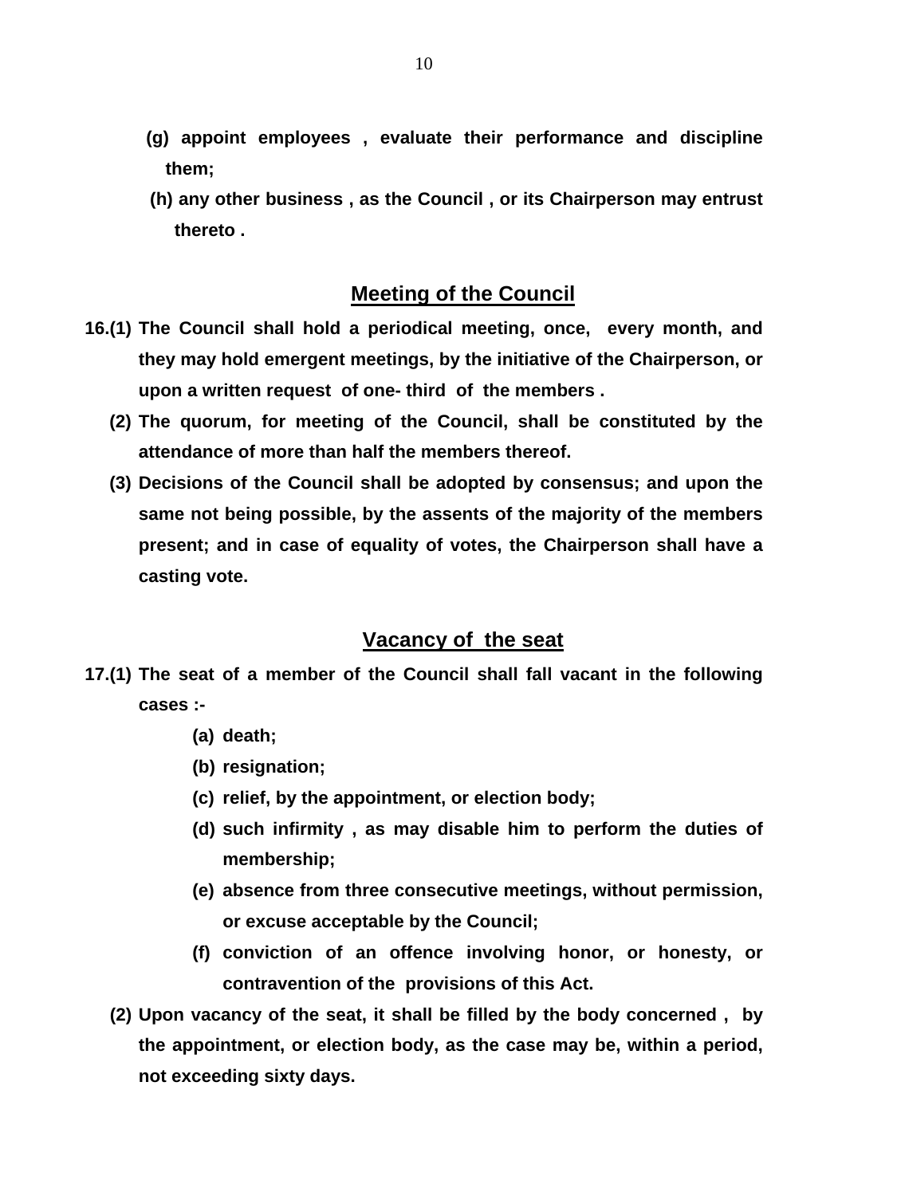**(g) appoint employees , evaluate their performance and discipline them;**

**(h) any other business , as the Council , or its Chairperson may entrust thereto .**

## Meeting of the Council

**16.(1) The Council shall hold a periodical meeting, once, every month, and they may hold emergent meetings, by the initiative of the Chairperson, or upon a written request of one- third of the members .**

**(2) The quorum, for meeting of the Council, shall be constituted by the attendance of more than half the members thereof.**

**(3) Decisions of the Council shall be adopted by consensus; and upon the same not being possible, by the assents of the majority of the members present; and in case of equality of votes, the Chairperson shall have a casting vote.**

## Vacancy of the seat

**17.(1) The seat of a member of the Council shall fall vacant in the following cases :-**

**(a) death;**

**(b) resignation;**

**(c) relief, by the appointment, or election body;**

**(d) such infirmity , as may disable him to perform the duties of membership;**

**(e) absence from three consecutive meetings, without permission, or excuse acceptable by the Council;**

**(f) conviction of an offence involving honor, or honesty, or contravention of the provisions of this Act.**

**(2) Upon vacancy of the seat, it shall be filled by the body concerned , by the appointment, or election body, as the case may be, within a period, not exceeding sixty days.**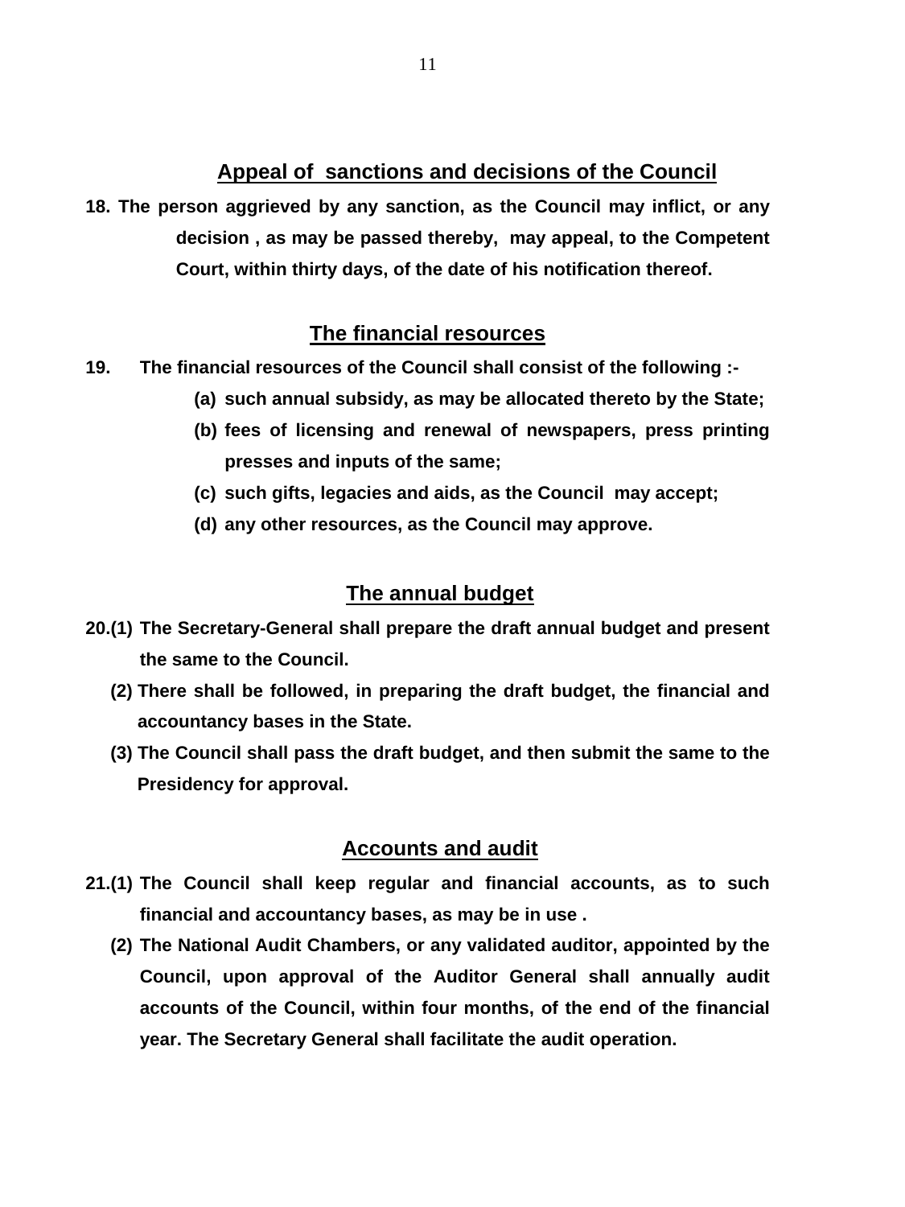## Appeal of sanctions and decisions of the Council

**18. The person aggrieved by any sanction, as the Council may inflict, or any decision , as may be passed thereby, may appeal, to the Competent Court, within thirty days, of the date of his notification thereof.**

## The financial resources

**19. The financial resources of the Council shall consist of the following :-**

**(a) such annual subsidy, as may be allocated thereto by the State;**

**(b) fees of licensing and renewal of newspapers, press printing presses and inputs of the same;**

**(c) such gifts, legacies and aids, as the Council may accept;**

**(d) any other resources, as the Council may approve.**

## The annual budget

**20.(1) The Secretary-General shall prepare the draft annual budget and present the same to the Council.**

**(2) There shall be followed, in preparing the draft budget, the financial and accountancy bases in the State.**

**(3) The Council shall pass the draft budget, and then submit the same to the Presidency for approval.**

## Accounts and audit

**21.(1) The Council shall keep regular and financial accounts, as to such financial and accountancy bases, as may be in use .**

**(2) The National Audit Chambers, or any validated auditor, appointed by the Council, upon approval of the Auditor General shall annually audit accounts of the Council, within four months, of the end of the financial year. The Secretary General shall facilitate the audit operation.**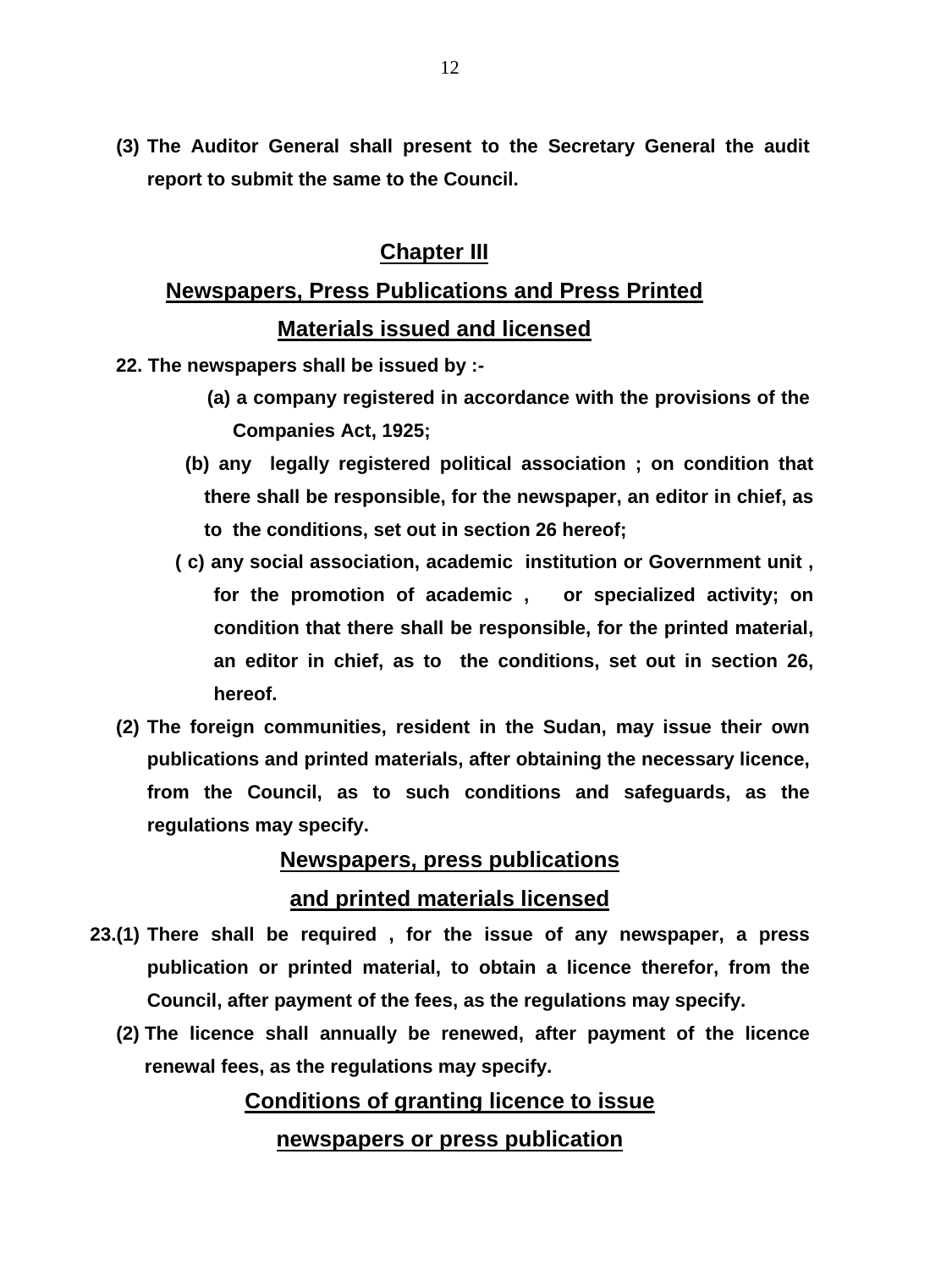**(3) The Auditor General shall present to the Secretary General the audit report to submit the same to the Council.**

## Chapter III

## Newspapers, Press Publications and Press Printed Materials issued and licensed

**22. The newspapers shall be issued by :-**

**(a) a company registered in accordance with the provisions of the Companies Act, 1925;**

**(b) any legally registered political association ; on condition that there shall be responsible, for the newspaper, an editor in chief, as to the conditions, set out in section 26 hereof;**

**( c) any social association, academic institution or Government unit , for the promotion of academic , or specialized activity; on condition that there shall be responsible, for the printed material, an editor in chief, as to the conditions, set out in section 26, hereof.**

**(2) The foreign communities, resident in the Sudan, may issue their own publications and printed materials, after obtaining the necessary licence, from the Council, as to such conditions and safeguards, as the regulations may specify.**

### Newspapers, press publications and printed materials licensed

**23.(1) There shall be required , for the issue of any newspaper, a press publication or printed material, to obtain a licence therefor, from the Council, after payment of the fees, as the regulations may specify.**

**(2) The licence shall annually be renewed, after payment of the licence renewal fees, as the regulations may specify.**

### Conditions of granting licence to issue newspapers or press publication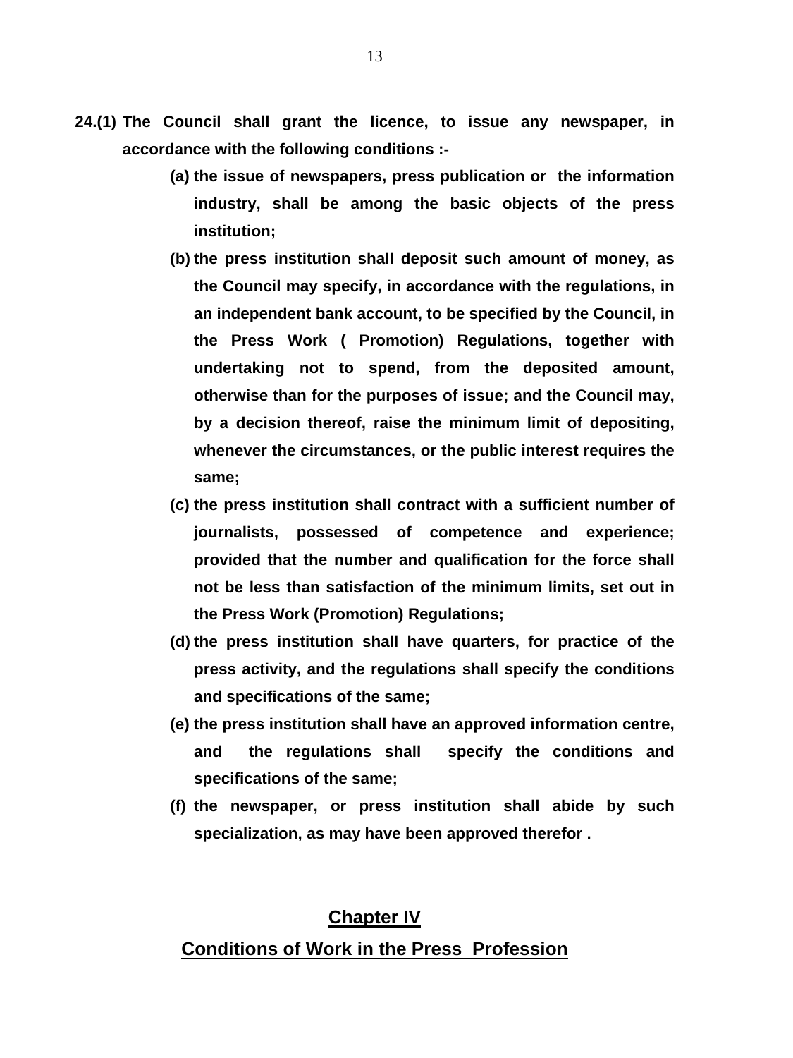**24.(1) The Council shall grant the licence, to issue any newspaper, in accordance with the following conditions :-**

- **(a) the issue of newspapers, press publication or the information industry, shall be among the basic objects of the press institution;**
- **(b) the press institution shall deposit such amount of money, as the Council may specify, in accordance with the regulations, in an independent bank account, to be specified by the Council, in the Press Work ( Promotion) Regulations, together with undertaking not to spend, from the deposited amount, otherwise than for the purposes of issue; and the Council may, by a decision thereof, raise the minimum limit of depositing, whenever the circumstances, or the public interest requires the same;**
- **(c) the press institution shall contract with a sufficient number of journalists, possessed of competence and experience; provided that the number and qualification for the force shall not be less than satisfaction of the minimum limits, set out in the Press Work (Promotion) Regulations;**
- **(d) the press institution shall have quarters, for practice of the press activity, and the regulations shall specify the conditions and specifications of the same;**
- **(e) the press institution shall have an approved information centre, and the regulations shall specify the conditions and specifications of the same;**
- **(f) the newspaper, or press institution shall abide by such specialization, as may have been approved therefor .**

## Chapter IV

## Conditions of Work in the Press Profession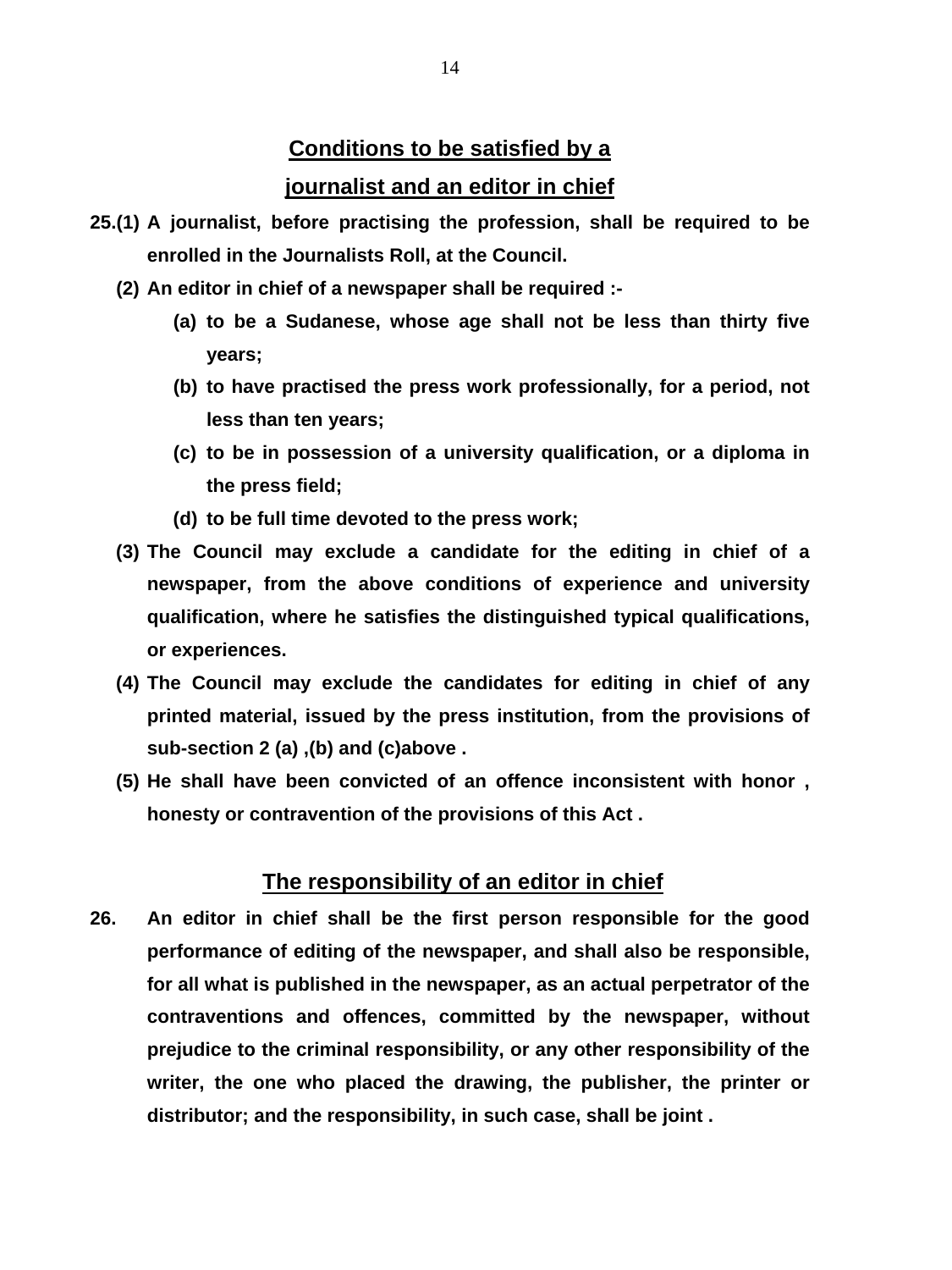## Conditions to be satisfied by a journalist and an editor in chief

**25.(1)** **A journalist, before practising the profession, shall be required to be enrolled in the Journalists Roll, at the Council.**

**(2)** **An editor in chief of a newspaper shall be required :-**

- **(a)** **to be a Sudanese, whose age shall not be less than thirty five years;**
- **(b)** **to have practised the press work professionally, for a period, not less than ten years;**
- **(c)** **to be in possession of a university qualification, or a diploma in the press field;**
- **(d)** **to be full time devoted to the press work;**

**(3)** **The Council may exclude a candidate for the editing in chief of a newspaper, from the above conditions of experience and university qualification, where he satisfies the distinguished typical qualifications, or experiences.**

**(4)** **The Council may exclude the candidates for editing in chief of any printed material, issued by the press institution, from the provisions of sub-section 2 (a) ,(b) and (c)above .**

**(5)** **He shall have been convicted of an offence inconsistent with honor , honesty or contravention of the provisions of this Act .**

## The responsibility of an editor in chief

**26.** **An editor in chief shall be the first person responsible for the good performance of editing of the newspaper, and shall also be responsible, for all what is published in the newspaper, as an actual perpetrator of the contraventions and offences, committed by the newspaper, without prejudice to the criminal responsibility, or any other responsibility of the writer, the one who placed the drawing, the publisher, the printer or distributor; and the responsibility, in such case, shall be joint .**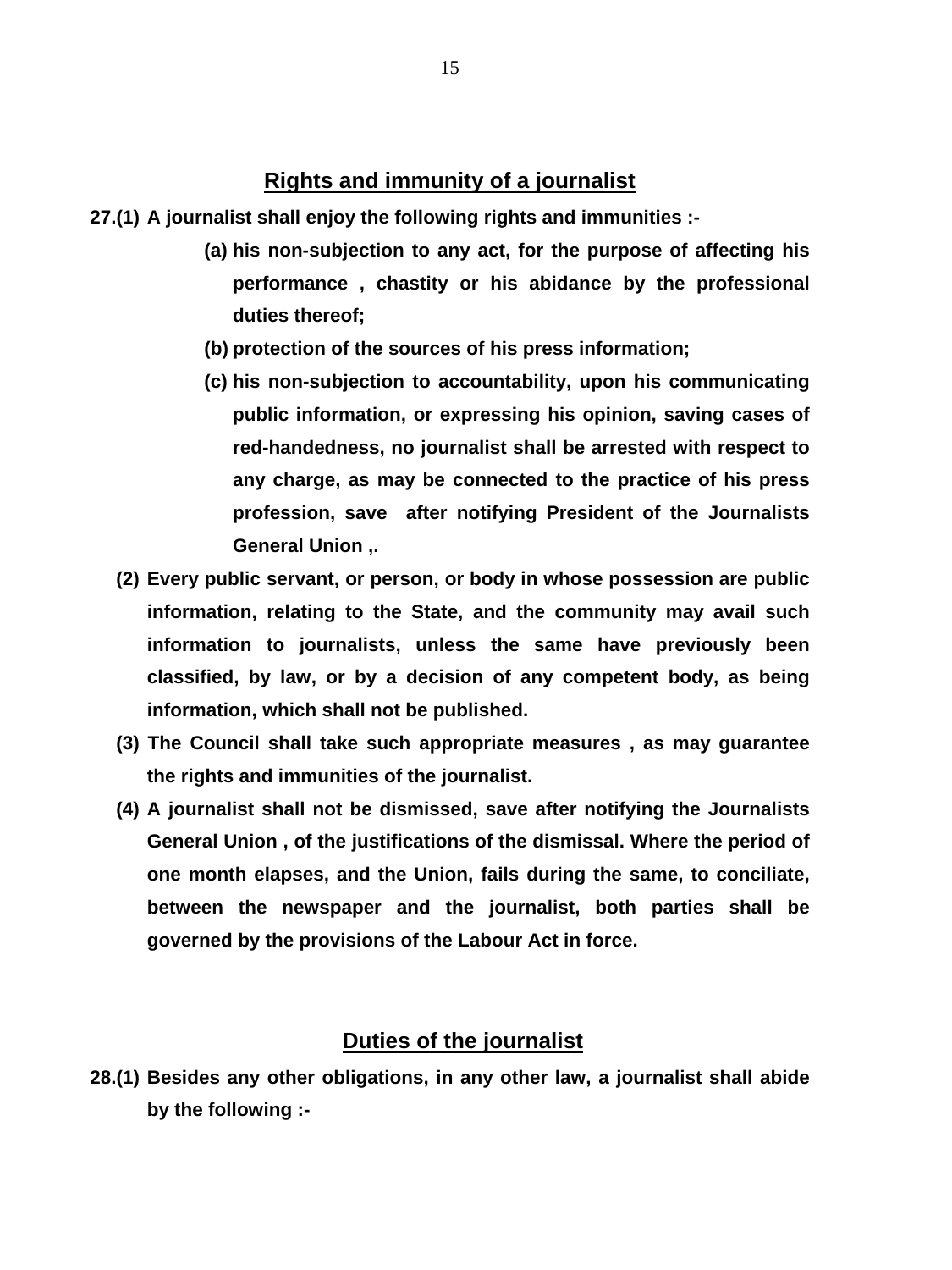## **Rights and immunity of a journalist**

**27.(1) A journalist shall enjoy the following rights and immunities :-**

**(a) his non-subjection to any act, for the purpose of affecting his performance , chastity or his abidance by the professional duties thereof;**

**(b) protection of the sources of his press information;**

**(c) his non-subjection to accountability, upon his communicating public information, or expressing his opinion, saving cases of red-handedness, no journalist shall be arrested with respect to any charge, as may be connected to the practice of his press profession, save after notifying President of the Journalists General Union ,.**

**(2) Every public servant, or person, or body in whose possession are public information, relating to the State, and the community may avail such information to journalists, unless the same have previously been classified, by law, or by a decision of any competent body, as being information, which shall not be published.**

**(3) The Council shall take such appropriate measures , as may guarantee the rights and immunities of the journalist.**

**(4) A journalist shall not be dismissed, save after notifying the Journalists General Union , of the justifications of the dismissal. Where the period of one month elapses, and the Union, fails during the same, to conciliate, between the newspaper and the journalist, both parties shall be governed by the provisions of the Labour Act in force.**

## **Duties of the journalist**

**28.(1) Besides any other obligations, in any other law, a journalist shall abide by the following :-**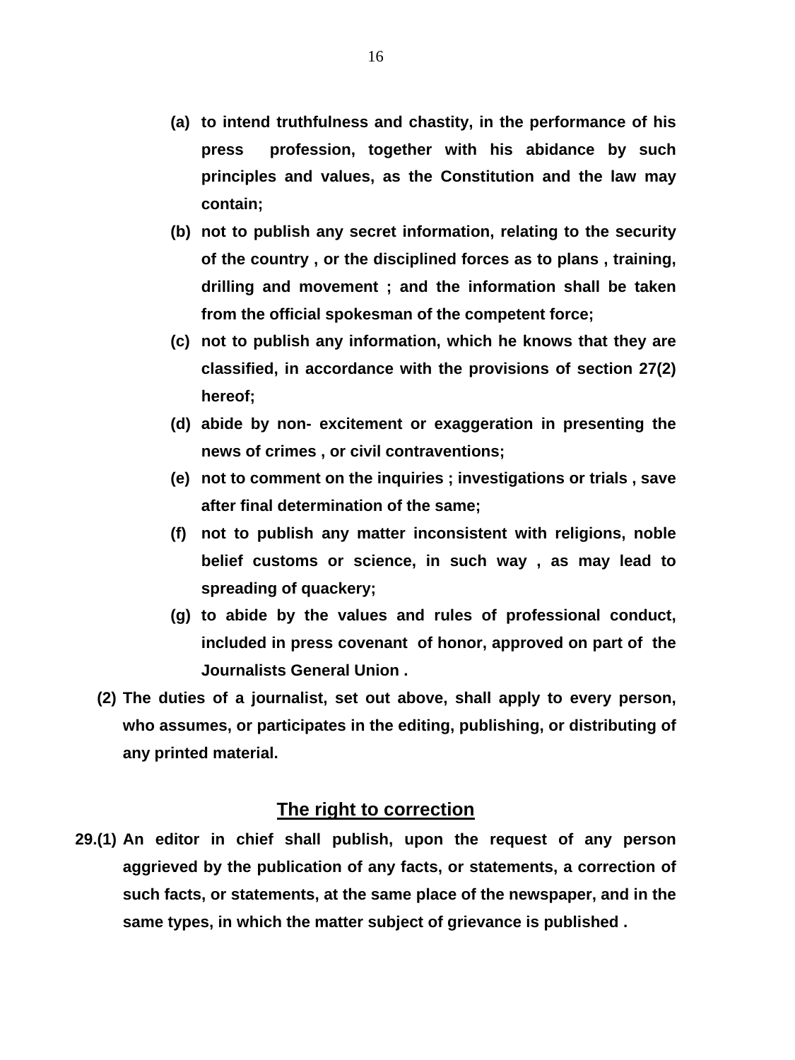**(a) to intend truthfulness and chastity, in the performance of his press profession, together with his abidance by such principles and values, as the Constitution and the law may contain;**

**(b) not to publish any secret information, relating to the security of the country , or the disciplined forces as to plans , training, drilling and movement ; and the information shall be taken from the official spokesman of the competent force;**

**(c) not to publish any information, which he knows that they are classified, in accordance with the provisions of section 27(2) hereof;**

**(d) abide by non- excitement or exaggeration in presenting the news of crimes , or civil contraventions;**

**(e) not to comment on the inquiries ; investigations or trials , save after final determination of the same;**

**(f) not to publish any matter inconsistent with religions, noble belief customs or science, in such way , as may lead to spreading of quackery;**

**(g) to abide by the values and rules of professional conduct, included in press covenant of honor, approved on part of the Journalists General Union .**

**(2) The duties of a journalist, set out above, shall apply to every person, who assumes, or participates in the editing, publishing, or distributing of any printed material.**

## The right to correction

**29.(1) An editor in chief shall publish, upon the request of any person aggrieved by the publication of any facts, or statements, a correction of such facts, or statements, at the same place of the newspaper, and in the same types, in which the matter subject of grievance is published .**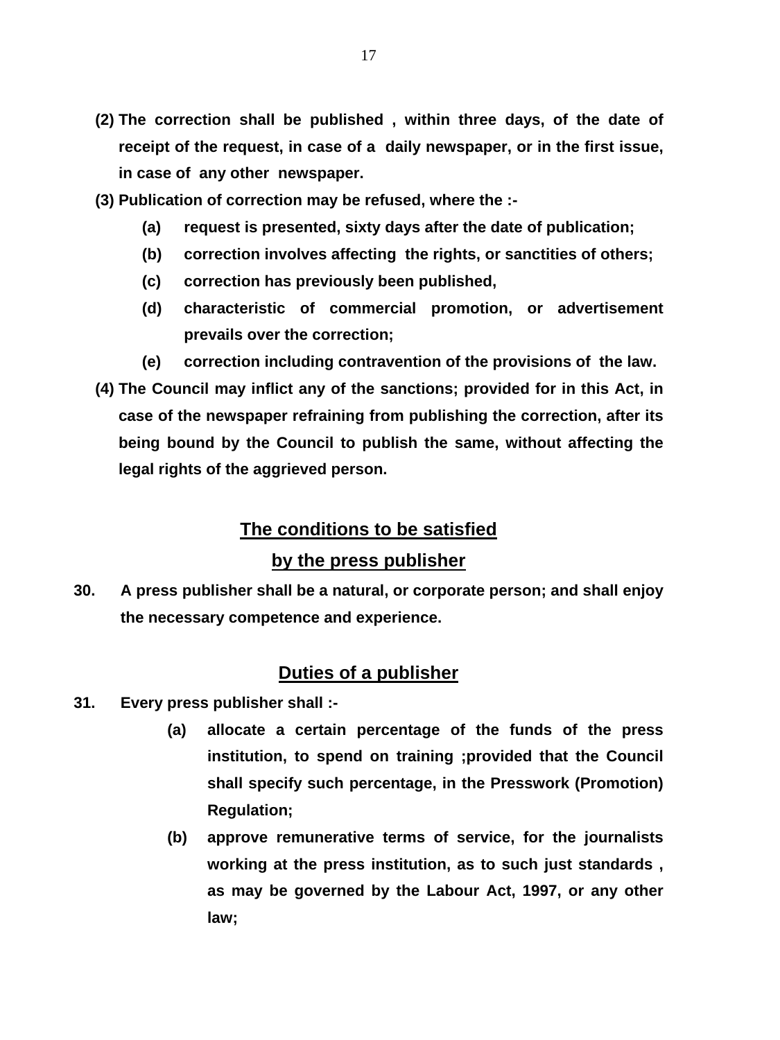**(2) The correction shall be published , within three days, of the date of receipt of the request, in case of a daily newspaper, or in the first issue, in case of any other newspaper.**

**(3) Publication of correction may be refused, where the :-**

- **(a) request is presented, sixty days after the date of publication;**
- **(b) correction involves affecting the rights, or sanctities of others;**
- **(c) correction has previously been published,**
- **(d) characteristic of commercial promotion, or advertisement prevails over the correction;**
- **(e) correction including contravention of the provisions of the law.**

**(4) The Council may inflict any of the sanctions; provided for in this Act, in case of the newspaper refraining from publishing the correction, after its being bound by the Council to publish the same, without affecting the legal rights of the aggrieved person.**

## The conditions to be satisfied by the press publisher

**30. A press publisher shall be a natural, or corporate person; and shall enjoy the necessary competence and experience.**

## Duties of a publisher

**31. Every press publisher shall :-**

- **(a) allocate a certain percentage of the funds of the press institution, to spend on training ;provided that the Council shall specify such percentage, in the Presswork (Promotion) Regulation;**
- **(b) approve remunerative terms of service, for the journalists working at the press institution, as to such just standards , as may be governed by the Labour Act, 1997, or any other law;**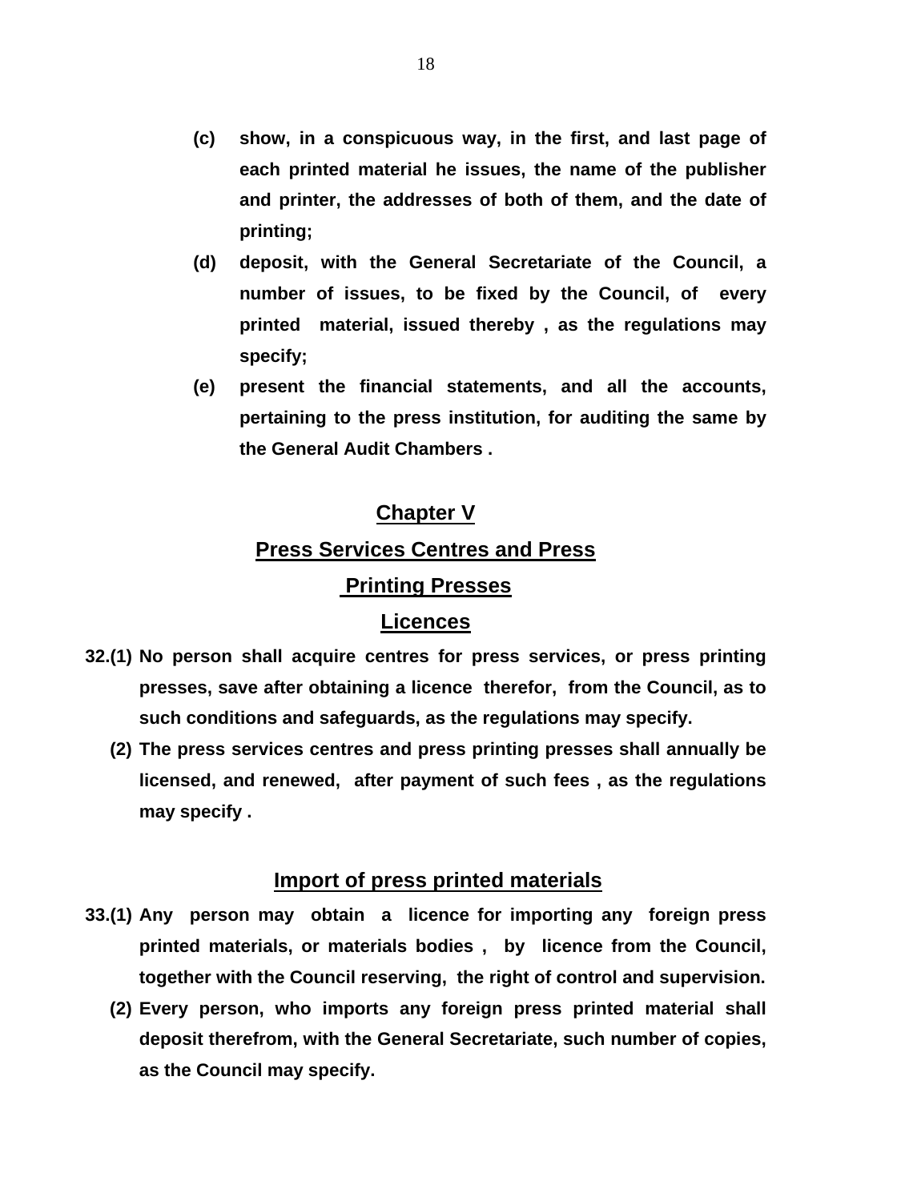(c) show, in a conspicuous way, in the first, and last page of each printed material he issues, the name of the publisher and printer, the addresses of both of them, and the date of printing;

(d) deposit, with the General Secretariate of the Council, a number of issues, to be fixed by the Council, of every printed material, issued thereby , as the regulations may specify;

(e) present the financial statements, and all the accounts, pertaining to the press institution, for auditing the same by the General Audit Chambers .

## Chapter V

## Press Services Centres and Press Printing Presses

### Licences

**32.(1)** No person shall acquire centres for press services, or press printing presses, save after obtaining a licence therefor, from the Council, as to such conditions and safeguards, as the regulations may specify.

**(2)** The press services centres and press printing presses shall annually be licensed, and renewed, after payment of such fees , as the regulations may specify .

### Import of press printed materials

**33.(1)** Any person may obtain a licence for importing any foreign press printed materials, or materials bodies , by licence from the Council, together with the Council reserving, the right of control and supervision.

**(2)** Every person, who imports any foreign press printed material shall deposit therefrom, with the General Secretariate, such number of copies, as the Council may specify.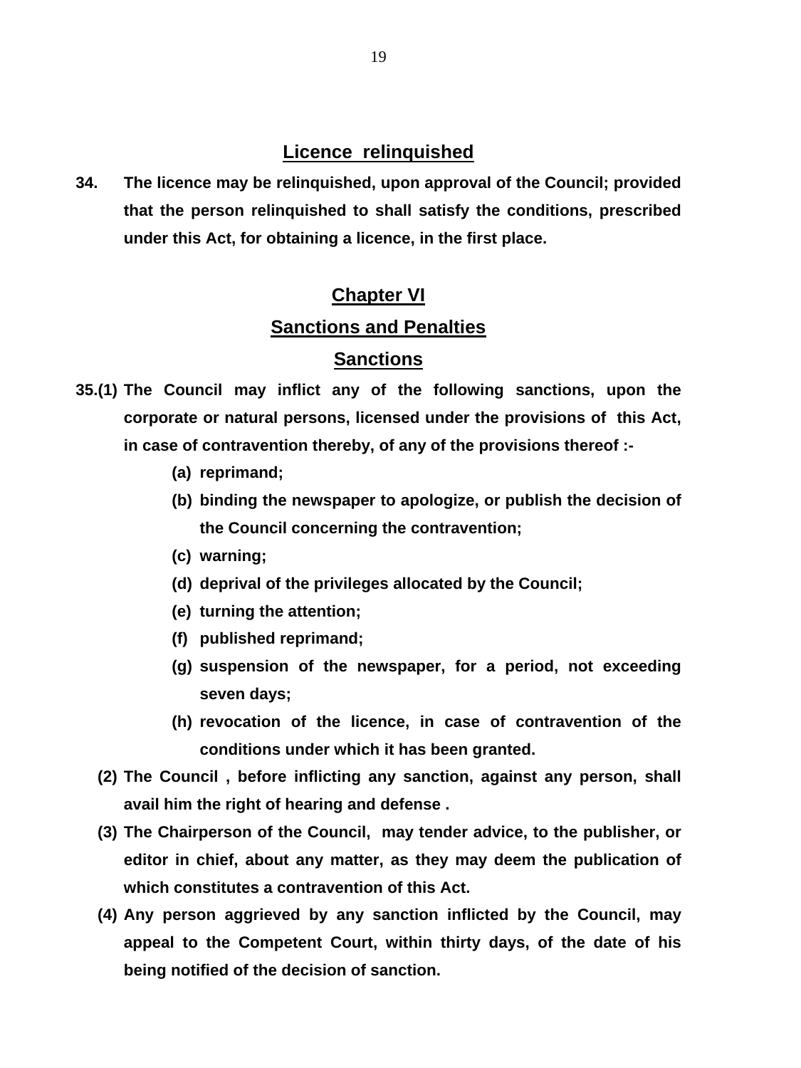## Licence relinquished

**34. The licence may be relinquished, upon approval of the Council; provided that the person relinquished to shall satisfy the conditions, prescribed under this Act, for obtaining a licence, in the first place.**

# Chapter VI

## Sanctions and Penalties

### Sanctions

**35.(1) The Council may inflict any of the following sanctions, upon the corporate or natural persons, licensed under the provisions of this Act, in case of contravention thereby, of any of the provisions thereof :-**

- **(a) reprimand;**
- **(b) binding the newspaper to apologize, or publish the decision of the Council concerning the contravention;**
- **(c) warning;**
- **(d) deprival of the privileges allocated by the Council;**
- **(e) turning the attention;**
- **(f) published reprimand;**
- **(g) suspension of the newspaper, for a period, not exceeding seven days;**
- **(h) revocation of the licence, in case of contravention of the conditions under which it has been granted.**

**(2) The Council , before inflicting any sanction, against any person, shall avail him the right of hearing and defense .**

**(3) The Chairperson of the Council, may tender advice, to the publisher, or editor in chief, about any matter, as they may deem the publication of which constitutes a contravention of this Act.**

**(4) Any person aggrieved by any sanction inflicted by the Council, may appeal to the Competent Court, within thirty days, of the date of his being notified of the decision of sanction.**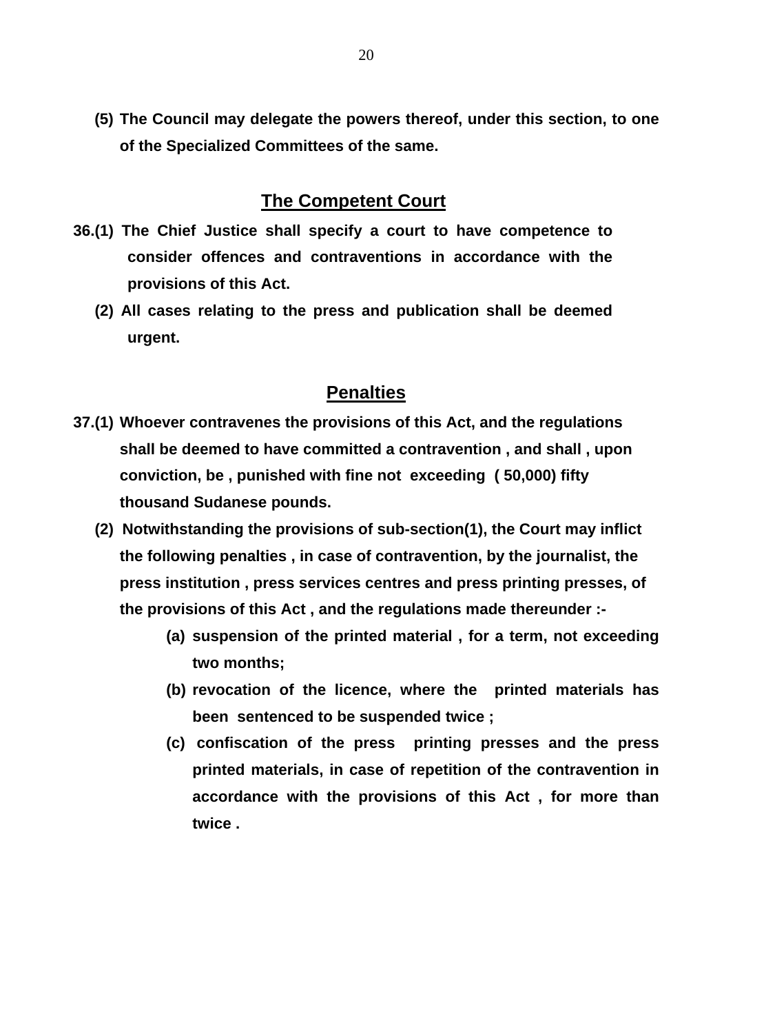**(5) The Council may delegate the powers thereof, under this section, to one of the Specialized Committees of the same.**

## The Competent Court

**36.(1) The Chief Justice shall specify a court to have competence to consider offences and contraventions in accordance with the provisions of this Act.**

**(2) All cases relating to the press and publication shall be deemed urgent.**

## Penalties

**37.(1) Whoever contravenes the provisions of this Act, and the regulations shall be deemed to have committed a contravention , and shall , upon conviction, be , punished with fine not exceeding ( 50,000) fifty thousand Sudanese pounds.**

**(2) Notwithstanding the provisions of sub-section(1), the Court may inflict the following penalties , in case of contravention, by the journalist, the press institution , press services centres and press printing presses, of the provisions of this Act , and the regulations made thereunder :-**

**(a) suspension of the printed material , for a term, not exceeding two months;**

**(b) revocation of the licence, where the printed materials has been sentenced to be suspended twice ;**

**(c) confiscation of the press printing presses and the press printed materials, in case of repetition of the contravention in accordance with the provisions of this Act , for more than twice .**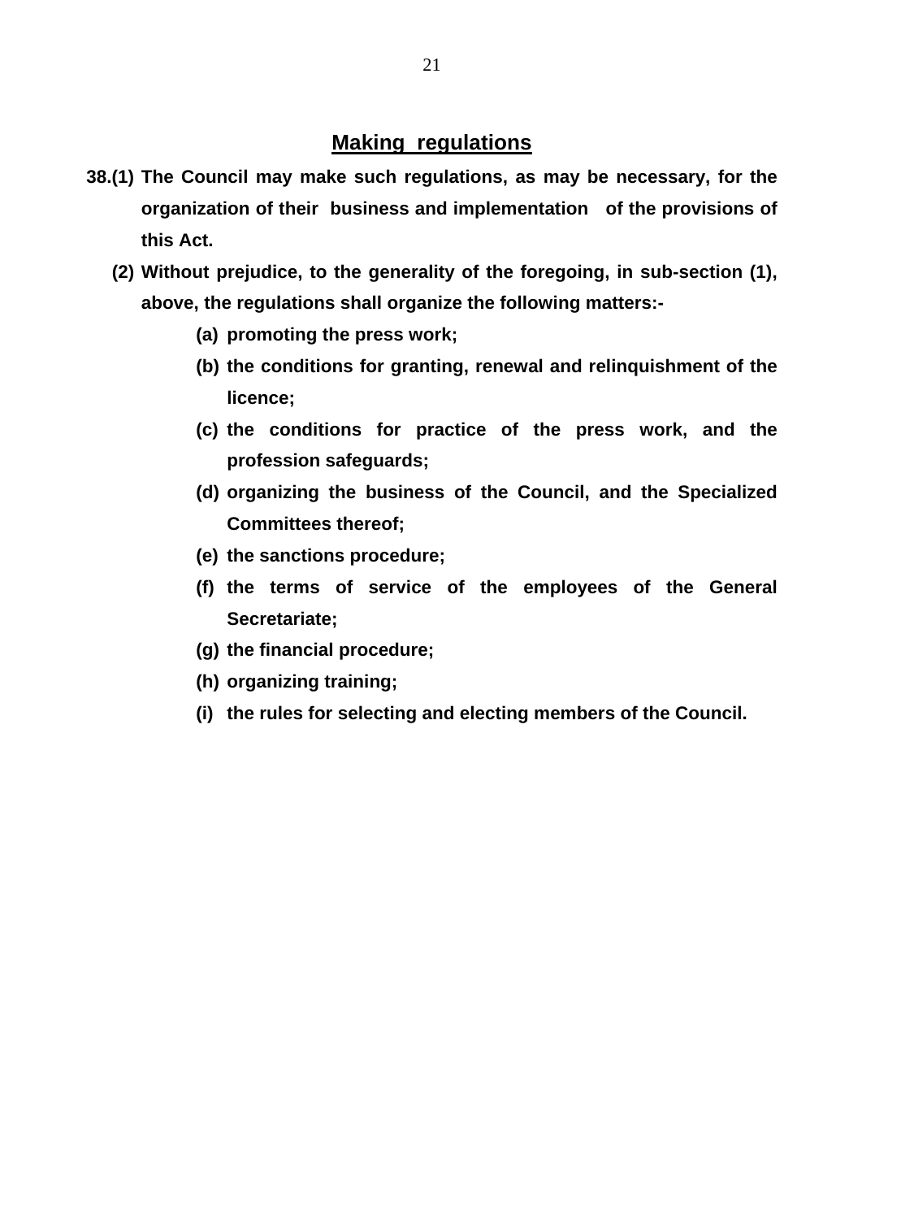## Making regulations

**38.(1) The Council may make such regulations, as may be necessary, for the organization of their business and implementation of the provisions of this Act.**

**(2) Without prejudice, to the generality of the foregoing, in sub-section (1), above, the regulations shall organize the following matters:-**

- **(a) promoting the press work;**
- **(b) the conditions for granting, renewal and relinquishment of the licence;**
- **(c) the conditions for practice of the press work, and the profession safeguards;**
- **(d) organizing the business of the Council, and the Specialized Committees thereof;**
- **(e) the sanctions procedure;**
- **(f) the terms of service of the employees of the General Secretariate;**
- **(g) the financial procedure;**
- **(h) organizing training;**
- **(i) the rules for selecting and electing members of the Council.**